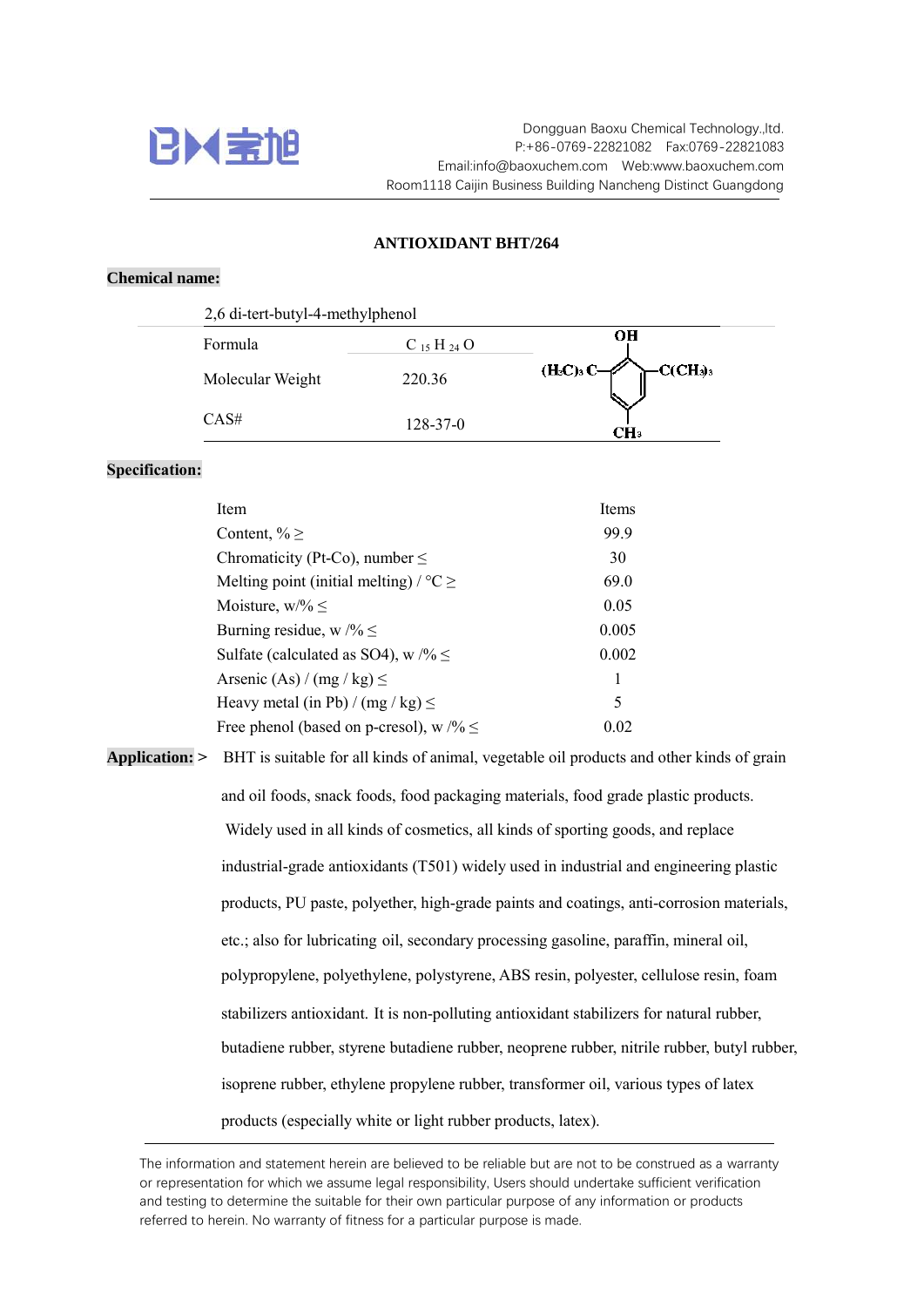Dongguan Baoxu Chemical Technology.,ltd.
P:+86-0769-22821082 Fax:0769-22821083
Email:info@baoxuchem.com Web:www.baoxuchem.com
Room1118 Caijin Business Building Nancheng Distinct Guangdong

# ANTIOXIDANT BHT/264

**Chemical name:**

2,6 di-tert-butyl-4-methylphenol

| | |
|---|---|
| Formula | $C_{15}H_{24}O$ |
| Molecular Weight | 220.36 |
| CAS# | 128-37-0 |

**Specification:**

| Item | Items |
|---|---|
| Content, % ≥ | 99.9 |
| Chromaticity (Pt-Co), number ≤ | 30 |
| Melting point (initial melting) / °C ≥ | 69.0 |
| Moisture, w/% ≤ | 0.05 |
| Burning residue, w /% ≤ | 0.005 |
| Sulfate (calculated as SO4), w /% ≤ | 0.002 |
| Arsenic (As) / (mg / kg) ≤ | 1 |
| Heavy metal (in Pb) / (mg / kg) ≤ | 5 |
| Free phenol (based on p-cresol), w /% ≤ | 0.02 |

**Application: >** BHT is suitable for all kinds of animal, vegetable oil products and other kinds of grain and oil foods, snack foods, food packaging materials, food grade plastic products. Widely used in all kinds of cosmetics, all kinds of sporting goods, and replace industrial-grade antioxidants (T501) widely used in industrial and engineering plastic products, PU paste, polyether, high-grade paints and coatings, anti-corrosion materials, etc.; also for lubricating oil, secondary processing gasoline, paraffin, mineral oil, polypropylene, polyethylene, polystyrene, ABS resin, polyester, cellulose resin, foam stabilizers antioxidant. It is non-polluting antioxidant stabilizers for natural rubber, butadiene rubber, styrene butadiene rubber, neoprene rubber, nitrile rubber, butyl rubber, isoprene rubber, ethylene propylene rubber, transformer oil, various types of latex products (especially white or light rubber products, latex).

The information and statement herein are believed to be reliable but are not to be construed as a warranty or representation for which we assume legal responsibility, Users should undertake sufficient verification and testing to determine the suitable for their own particular purpose of any information or products referred to herein. No warranty of fitness for a particular purpose is made.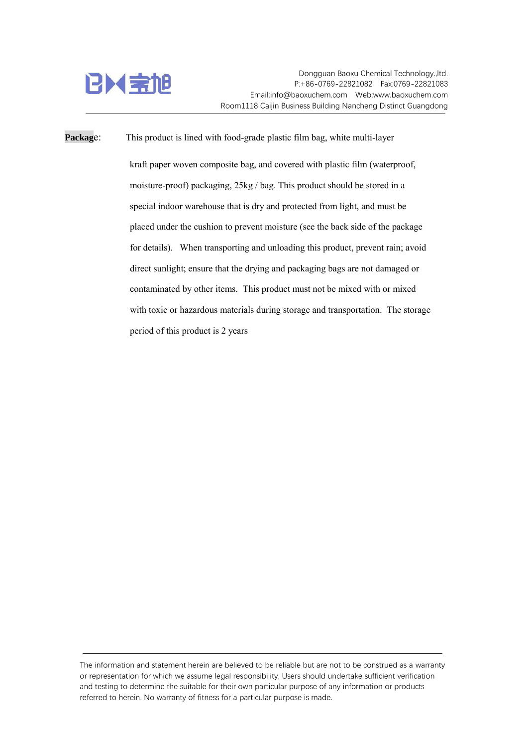**Package**: This product is lined with food-grade plastic film bag, white multi-layer kraft paper woven composite bag, and covered with plastic film (waterproof, moisture-proof) packaging, 25kg / bag. This product should be stored in a special indoor warehouse that is dry and protected from light, and must be placed under the cushion to prevent moisture (see the back side of the package for details). When transporting and unloading this product, prevent rain; avoid direct sunlight; ensure that the drying and packaging bags are not damaged or contaminated by other items. This product must not be mixed with or mixed with toxic or hazardous materials during storage and transportation. The storage period of this product is 2 years